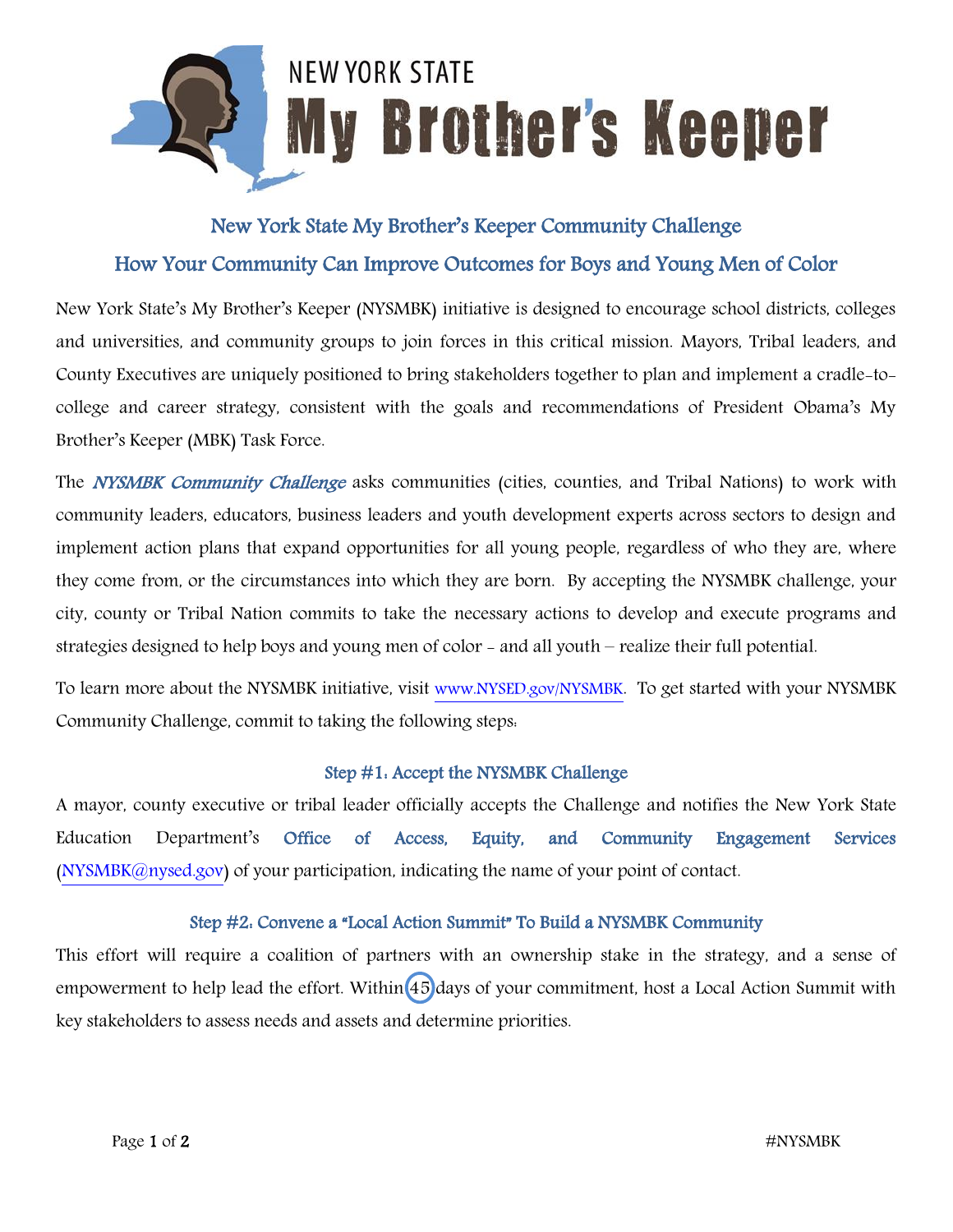# NEW YORK STATE My Brother's Keeper

## New York State My Brother's Keeper Community Challenge

## How Your Community Can Improve Outcomes for Boys and Young Men of Color

New York State's My Brother's Keeper (NYSMBK) initiative is designed to encourage school districts, colleges and universities, and community groups to join forces in this critical mission. Mayors, Tribal leaders, and County Executives are uniquely positioned to bring stakeholders together to plan and implement a cradle-to-college and career strategy, consistent with the goals and recommendations of President Obama's My Brother's Keeper (MBK) Task Force.

The ***NYSMBK Community Challenge*** asks communities (cities, counties, and Tribal Nations) to work with community leaders, educators, business leaders and youth development experts across sectors to design and implement action plans that expand opportunities for all young people, regardless of who they are, where they come from, or the circumstances into which they are born. By accepting the NYSMBK challenge, your city, county or Tribal Nation commits to take the necessary actions to develop and execute programs and strategies designed to help boys and young men of color - and all youth – realize their full potential.

To learn more about the NYSMBK initiative, visit www.NYSED.gov/NYSMBK. To get started with your NYSMBK Community Challenge, commit to taking the following steps:

### Step #1: Accept the NYSMBK Challenge

A mayor, county executive or tribal leader officially accepts the Challenge and notifies the New York State Education Department's Office of Access, Equity, and Community Engagement Services (NYSMBK@nysed.gov) of your participation, indicating the name of your point of contact.

### Step #2: Convene a "Local Action Summit" To Build a NYSMBK Community

This effort will require a coalition of partners with an ownership stake in the strategy, and a sense of empowerment to help lead the effort. Within 45 days of your commitment, host a Local Action Summit with key stakeholders to assess needs and assets and determine priorities.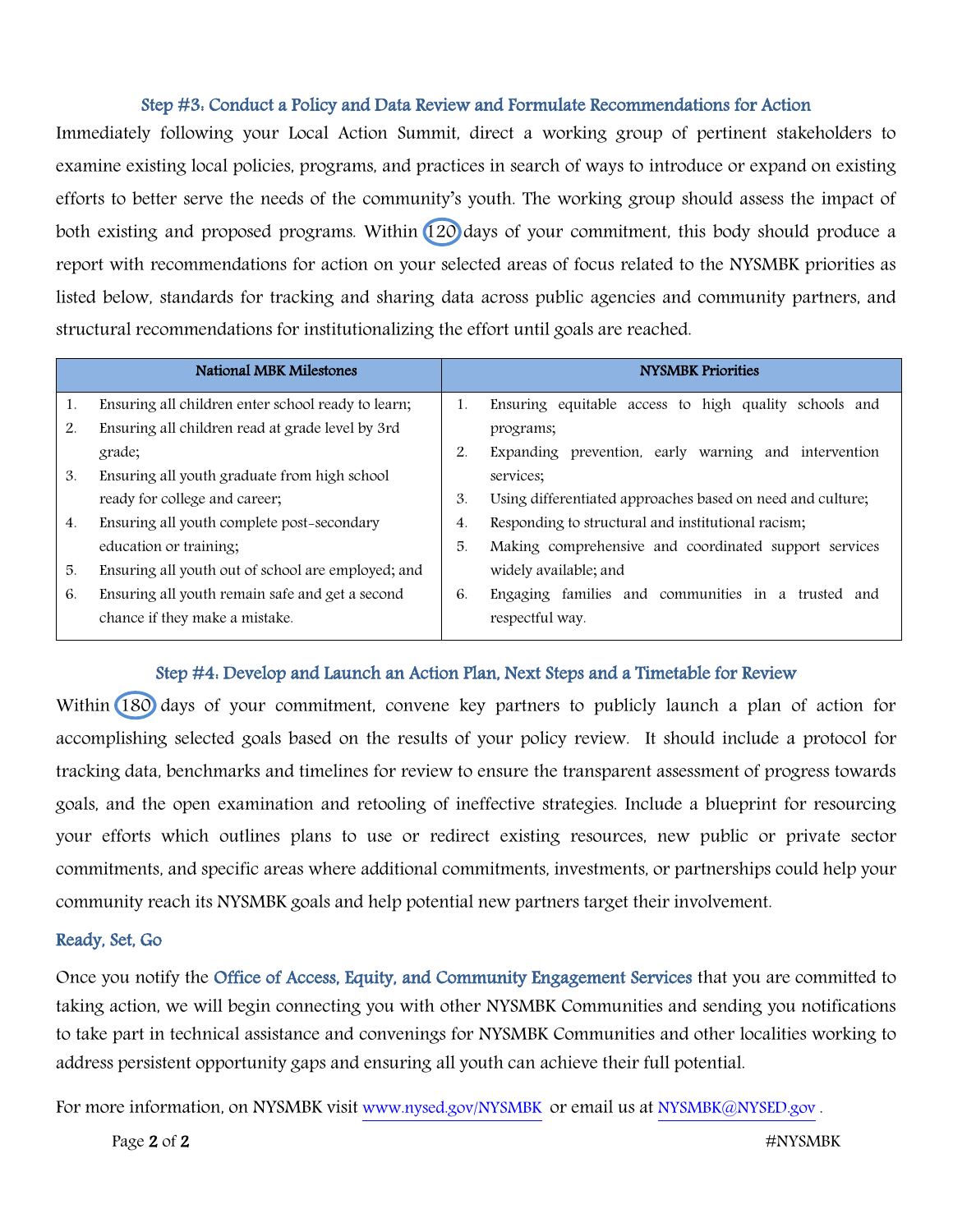### Step #3: Conduct a Policy and Data Review and Formulate Recommendations for Action

Immediately following your Local Action Summit, direct a working group of pertinent stakeholders to examine existing local policies, programs, and practices in search of ways to introduce or expand on existing efforts to better serve the needs of the community's youth. The working group should assess the impact of both existing and proposed programs. Within 120 days of your commitment, this body should produce a report with recommendations for action on your selected areas of focus related to the NYSMBK priorities as listed below, standards for tracking and sharing data across public agencies and community partners, and structural recommendations for institutionalizing the effort until goals are reached.

| National MBK Milestones | NYSMBK Priorities |
|---|---|
| 1. Ensuring all children enter school ready to learn;<br>2. Ensuring all children read at grade level by 3rd grade;<br>3. Ensuring all youth graduate from high school ready for college and career;<br>4. Ensuring all youth complete post-secondary education or training;<br>5. Ensuring all youth out of school are employed; and<br>6. Ensuring all youth remain safe and get a second chance if they make a mistake. | 1. Ensuring equitable access to high quality schools and programs;<br>2. Expanding prevention, early warning and intervention services;<br>3. Using differentiated approaches based on need and culture;<br>4. Responding to structural and institutional racism;<br>5. Making comprehensive and coordinated support services widely available; and<br>6. Engaging families and communities in a trusted and respectful way. |

### Step #4: Develop and Launch an Action Plan, Next Steps and a Timetable for Review

Within 180 days of your commitment, convene key partners to publicly launch a plan of action for accomplishing selected goals based on the results of your policy review. It should include a protocol for tracking data, benchmarks and timelines for review to ensure the transparent assessment of progress towards goals, and the open examination and retooling of ineffective strategies. Include a blueprint for resourcing your efforts which outlines plans to use or redirect existing resources, new public or private sector commitments, and specific areas where additional commitments, investments, or partnerships could help your community reach its NYSMBK goals and help potential new partners target their involvement.

### Ready, Set, Go

Once you notify the Office of Access, Equity, and Community Engagement Services that you are committed to taking action, we will begin connecting you with other NYSMBK Communities and sending you notifications to take part in technical assistance and convenings for NYSMBK Communities and other localities working to address persistent opportunity gaps and ensuring all youth can achieve their full potential.

For more information, on NYSMBK visit www.nysed.gov/NYSMBK or email us at NYSMBK@NYSED.gov .